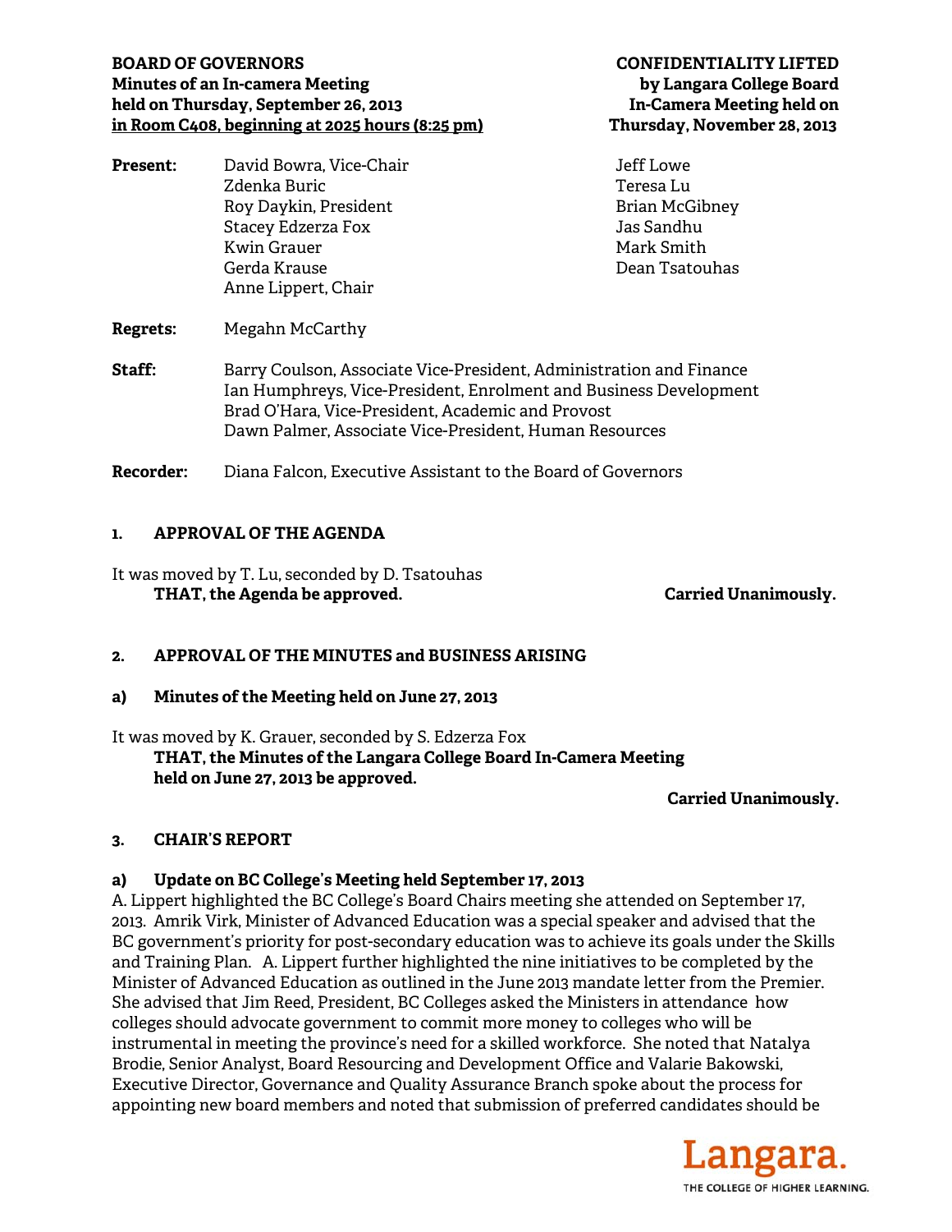**BOARD OF GOVERNORS**
**Minutes of an In-camera Meeting**
**held on Thursday, September 26, 2013**
**in Room C408, beginning at 2025 hours (8:25 pm)**

**CONFIDENTIALITY LIFTED**
**by Langara College Board**
**In-Camera Meeting held on**
**Thursday, November 28, 2013**

**Present:**
David Bowra, Vice-Chair
Zdenka Buric
Roy Daykin, President
Stacey Edzerza Fox
Kwin Grauer
Gerda Krause
Anne Lippert, Chair
Jeff Lowe
Teresa Lu
Brian McGibney
Jas Sandhu
Mark Smith
Dean Tsatouhas

**Regrets:** Megahn McCarthy

**Staff:**
Barry Coulson, Associate Vice-President, Administration and Finance
Ian Humphreys, Vice-President, Enrolment and Business Development
Brad O'Hara, Vice-President, Academic and Provost
Dawn Palmer, Associate Vice-President, Human Resources

**Recorder:** Diana Falcon, Executive Assistant to the Board of Governors

## 1. APPROVAL OF THE AGENDA

It was moved by T. Lu, seconded by D. Tsatouhas
**THAT, the Agenda be approved.** **Carried Unanimously.**

## 2. APPROVAL OF THE MINUTES and BUSINESS ARISING

### a) Minutes of the Meeting held on June 27, 2013

It was moved by K. Grauer, seconded by S. Edzerza Fox
**THAT, the Minutes of the Langara College Board In-Camera Meeting held on June 27, 2013 be approved.**

**Carried Unanimously.**

## 3. CHAIR'S REPORT

### a) Update on BC College's Meeting held September 17, 2013

A. Lippert highlighted the BC College's Board Chairs meeting she attended on September 17, 2013. Amrik Virk, Minister of Advanced Education was a special speaker and advised that the BC government's priority for post-secondary education was to achieve its goals under the Skills and Training Plan. A. Lippert further highlighted the nine initiatives to be completed by the Minister of Advanced Education as outlined in the June 2013 mandate letter from the Premier. She advised that Jim Reed, President, BC Colleges asked the Ministers in attendance how colleges should advocate government to commit more money to colleges who will be instrumental in meeting the province's need for a skilled workforce. She noted that Natalya Brodie, Senior Analyst, Board Resourcing and Development Office and Valarie Bakowski, Executive Director, Governance and Quality Assurance Branch spoke about the process for appointing new board members and noted that submission of preferred candidates should be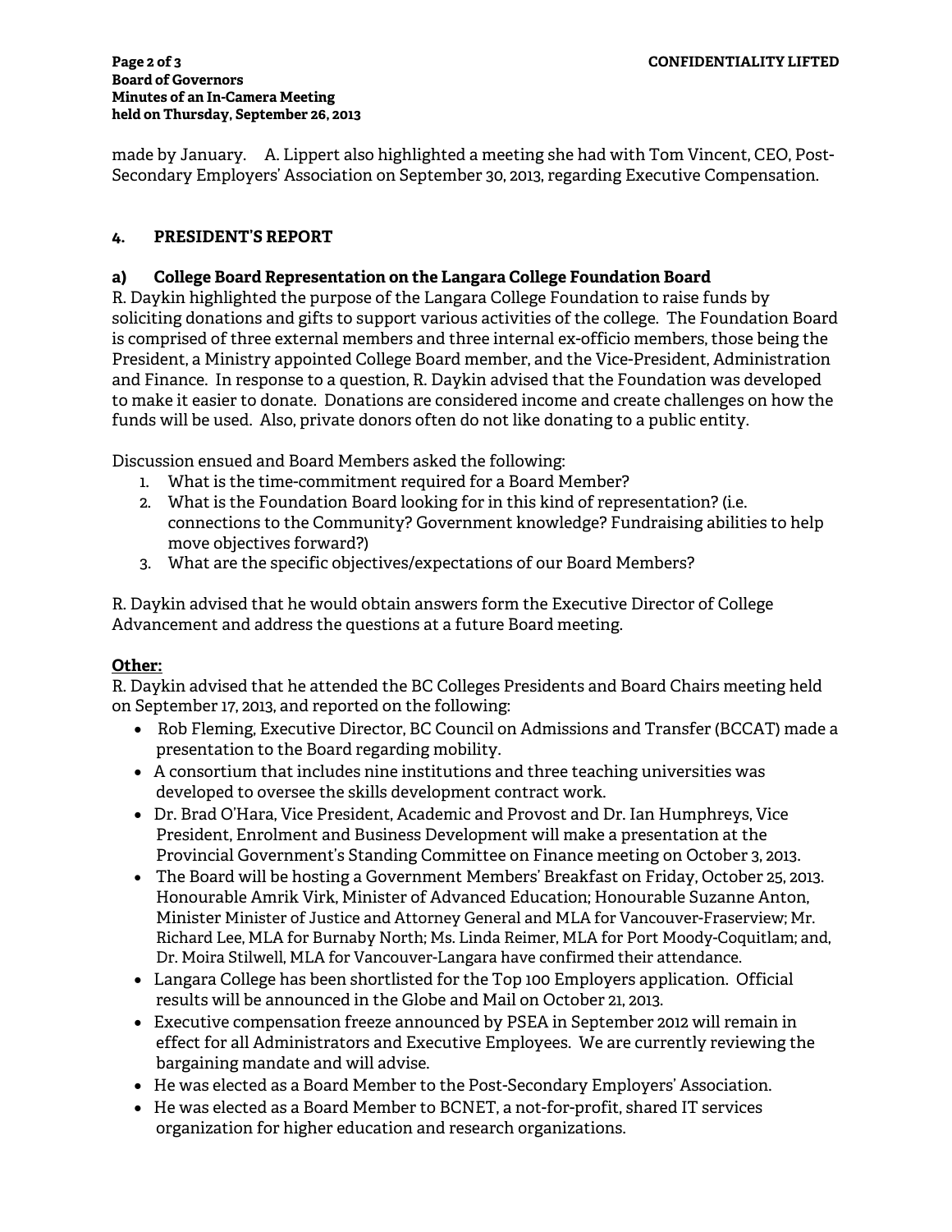made by January. A. Lippert also highlighted a meeting she had with Tom Vincent, CEO, Post-Secondary Employers' Association on September 30, 2013, regarding Executive Compensation.

## 4. PRESIDENT'S REPORT

### a) College Board Representation on the Langara College Foundation Board

R. Daykin highlighted the purpose of the Langara College Foundation to raise funds by soliciting donations and gifts to support various activities of the college. The Foundation Board is comprised of three external members and three internal ex-officio members, those being the President, a Ministry appointed College Board member, and the Vice-President, Administration and Finance. In response to a question, R. Daykin advised that the Foundation was developed to make it easier to donate. Donations are considered income and create challenges on how the funds will be used. Also, private donors often do not like donating to a public entity.

Discussion ensued and Board Members asked the following:

1. What is the time-commitment required for a Board Member?
2. What is the Foundation Board looking for in this kind of representation? (i.e. connections to the Community? Government knowledge? Fundraising abilities to help move objectives forward?)
3. What are the specific objectives/expectations of our Board Members?

R. Daykin advised that he would obtain answers form the Executive Director of College Advancement and address the questions at a future Board meeting.

**Other:**

R. Daykin advised that he attended the BC Colleges Presidents and Board Chairs meeting held on September 17, 2013, and reported on the following:

- Rob Fleming, Executive Director, BC Council on Admissions and Transfer (BCCAT) made a presentation to the Board regarding mobility.
- A consortium that includes nine institutions and three teaching universities was developed to oversee the skills development contract work.
- Dr. Brad O'Hara, Vice President, Academic and Provost and Dr. Ian Humphreys, Vice President, Enrolment and Business Development will make a presentation at the Provincial Government's Standing Committee on Finance meeting on October 3, 2013.
- The Board will be hosting a Government Members' Breakfast on Friday, October 25, 2013. Honourable Amrik Virk, Minister of Advanced Education; Honourable Suzanne Anton, Minister Minister of Justice and Attorney General and MLA for Vancouver-Fraserview; Mr. Richard Lee, MLA for Burnaby North; Ms. Linda Reimer, MLA for Port Moody-Coquitlam; and, Dr. Moira Stilwell, MLA for Vancouver-Langara have confirmed their attendance.
- Langara College has been shortlisted for the Top 100 Employers application. Official results will be announced in the Globe and Mail on October 21, 2013.
- Executive compensation freeze announced by PSEA in September 2012 will remain in effect for all Administrators and Executive Employees. We are currently reviewing the bargaining mandate and will advise.
- He was elected as a Board Member to the Post-Secondary Employers' Association.
- He was elected as a Board Member to BCNET, a not-for-profit, shared IT services organization for higher education and research organizations.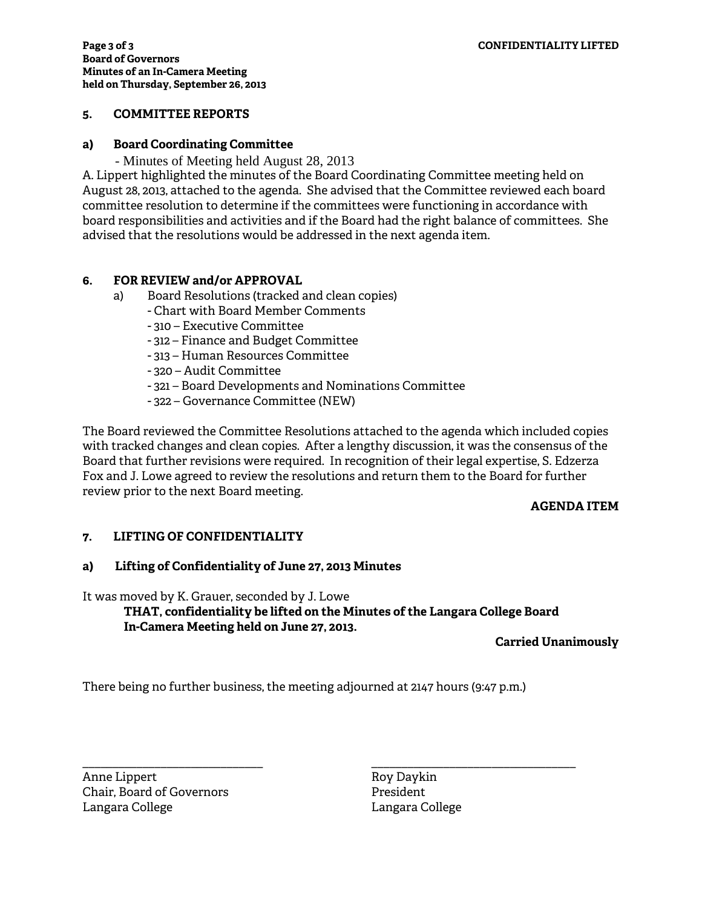## 5. COMMITTEE REPORTS

### a) Board Coordinating Committee

- Minutes of Meeting held August 28, 2013

A. Lippert highlighted the minutes of the Board Coordinating Committee meeting held on August 28, 2013, attached to the agenda. She advised that the Committee reviewed each board committee resolution to determine if the committees were functioning in accordance with board responsibilities and activities and if the Board had the right balance of committees. She advised that the resolutions would be addressed in the next agenda item.

## 6. FOR REVIEW and/or APPROVAL

a) Board Resolutions (tracked and clean copies)
- Chart with Board Member Comments
- 310 – Executive Committee
- 312 – Finance and Budget Committee
- 313 – Human Resources Committee
- 320 – Audit Committee
- 321 – Board Developments and Nominations Committee
- 322 – Governance Committee (NEW)

The Board reviewed the Committee Resolutions attached to the agenda which included copies with tracked changes and clean copies. After a lengthy discussion, it was the consensus of the Board that further revisions were required. In recognition of their legal expertise, S. Edzerza Fox and J. Lowe agreed to review the resolutions and return them to the Board for further review prior to the next Board meeting.

**AGENDA ITEM**

## 7. LIFTING OF CONFIDENTIALITY

### a) Lifting of Confidentiality of June 27, 2013 Minutes

It was moved by K. Grauer, seconded by J. Lowe

**THAT, confidentiality be lifted on the Minutes of the Langara College Board In-Camera Meeting held on June 27, 2013.**

**Carried Unanimously**

There being no further business, the meeting adjourned at 2147 hours (9:47 p.m.)

\_\_\_\_\_\_\_\_\_\_\_\_\_\_\_\_\_\_\_\_\_\_\_\_\_\_\_\_\_\_
Anne Lippert
Chair, Board of Governors
Langara College

\_\_\_\_\_\_\_\_\_\_\_\_\_\_\_\_\_\_\_\_\_\_\_\_\_\_\_\_\_\_
Roy Daykin
President
Langara College